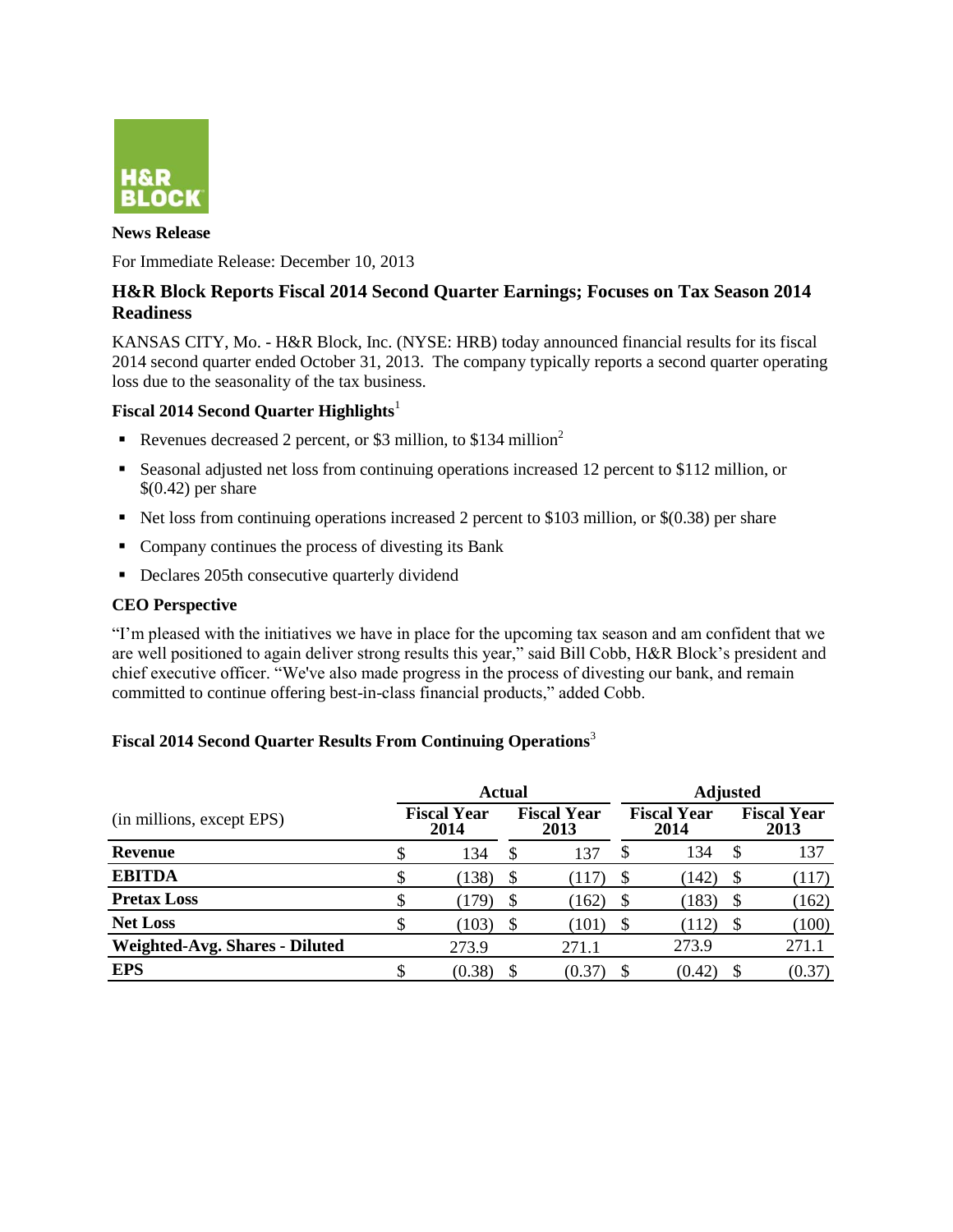H&R BLOCK

**News Release**

For Immediate Release: December 10, 2013

## H&R Block Reports Fiscal 2014 Second Quarter Earnings; Focuses on Tax Season 2014 Readiness

KANSAS CITY, Mo. - H&R Block, Inc. (NYSE: HRB) today announced financial results for its fiscal 2014 second quarter ended October 31, 2013. The company typically reports a second quarter operating loss due to the seasonality of the tax business.

### Fiscal 2014 Second Quarter Highlights[1]

- Revenues decreased 2 percent, or $3 million, to $134 million[2]
- Seasonal adjusted net loss from continuing operations increased 12 percent to $112 million, or $(0.42) per share
- Net loss from continuing operations increased 2 percent to $103 million, or $(0.38) per share
- Company continues the process of divesting its Bank
- Declares 205th consecutive quarterly dividend

### CEO Perspective

"I'm pleased with the initiatives we have in place for the upcoming tax season and am confident that we are well positioned to again deliver strong results this year," said Bill Cobb, H&R Block's president and chief executive officer. "We've also made progress in the process of divesting our bank, and remain committed to continue offering best-in-class financial products," added Cobb.

### Fiscal 2014 Second Quarter Results From Continuing Operations[3]

| (in millions, except EPS) | Actual | | Adjusted | |
|---|---|---|---|---|
| | Fiscal Year 2014 | Fiscal Year 2013 | Fiscal Year 2014 | Fiscal Year 2013 |
| **Revenue** | $ 134 | $ 137 | $ 134 | $ 137 |
| **EBITDA** | $ (138) | $ (117) | $ (142) | $ (117) |
| **Pretax Loss** | $ (179) | $ (162) | $ (183) | $ (162) |
| **Net Loss** | $ (103) | $ (101) | $ (112) | $ (100) |
| **Weighted-Avg. Shares - Diluted** | 273.9 | 271.1 | 273.9 | 271.1 |
| **EPS** | $ (0.38) | $ (0.37) | $ (0.42) | $ (0.37) |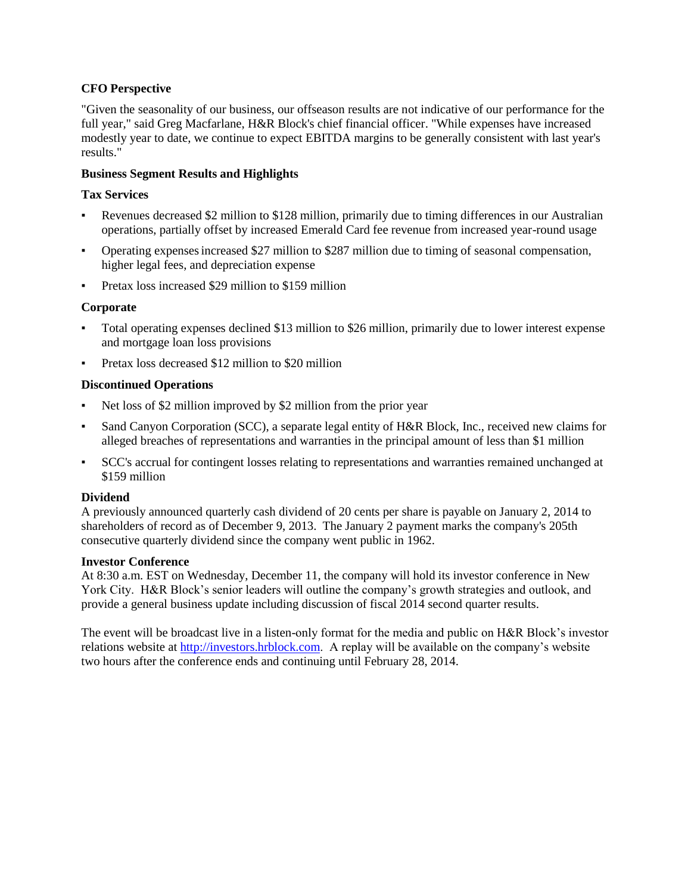**CFO Perspective**

"Given the seasonality of our business, our offseason results are not indicative of our performance for the full year," said Greg Macfarlane, H&R Block's chief financial officer. "While expenses have increased modestly year to date, we continue to expect EBITDA margins to be generally consistent with last year's results."

**Business Segment Results and Highlights**

**Tax Services**

- Revenues decreased $2 million to $128 million, primarily due to timing differences in our Australian operations, partially offset by increased Emerald Card fee revenue from increased year-round usage
- Operating expenses increased $27 million to $287 million due to timing of seasonal compensation, higher legal fees, and depreciation expense
- Pretax loss increased $29 million to $159 million

**Corporate**

- Total operating expenses declined $13 million to $26 million, primarily due to lower interest expense and mortgage loan loss provisions
- Pretax loss decreased $12 million to $20 million

**Discontinued Operations**

- Net loss of $2 million improved by $2 million from the prior year
- Sand Canyon Corporation (SCC), a separate legal entity of H&R Block, Inc., received new claims for alleged breaches of representations and warranties in the principal amount of less than $1 million
- SCC's accrual for contingent losses relating to representations and warranties remained unchanged at $159 million

**Dividend**

A previously announced quarterly cash dividend of 20 cents per share is payable on January 2, 2014 to shareholders of record as of December 9, 2013. The January 2 payment marks the company's 205th consecutive quarterly dividend since the company went public in 1962.

**Investor Conference**

At 8:30 a.m. EST on Wednesday, December 11, the company will hold its investor conference in New York City. H&R Block's senior leaders will outline the company's growth strategies and outlook, and provide a general business update including discussion of fiscal 2014 second quarter results.

The event will be broadcast live in a listen-only format for the media and public on H&R Block's investor relations website at http://investors.hrblock.com. A replay will be available on the company's website two hours after the conference ends and continuing until February 28, 2014.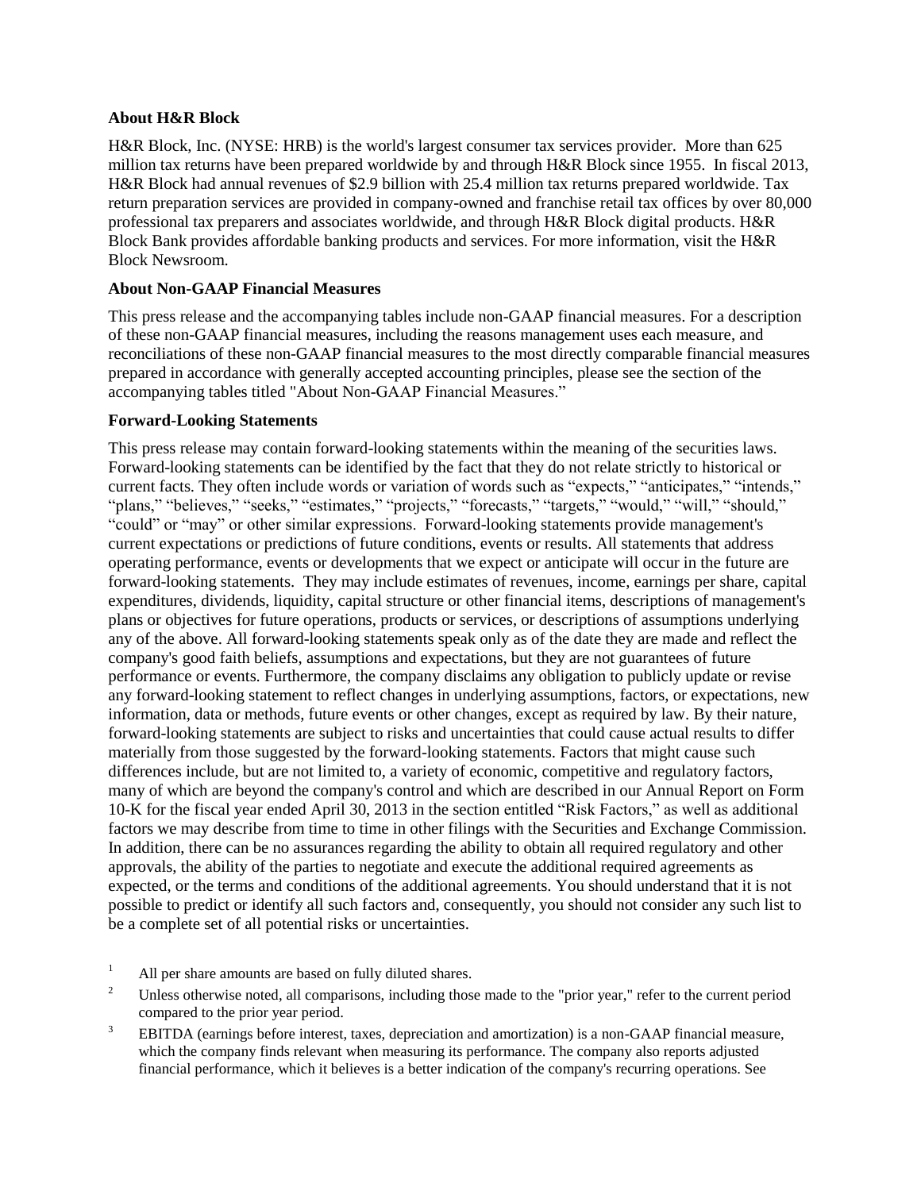**About H&R Block**

H&R Block, Inc. (NYSE: HRB) is the world's largest consumer tax services provider. More than 625 million tax returns have been prepared worldwide by and through H&R Block since 1955. In fiscal 2013, H&R Block had annual revenues of $2.9 billion with 25.4 million tax returns prepared worldwide. Tax return preparation services are provided in company-owned and franchise retail tax offices by over 80,000 professional tax preparers and associates worldwide, and through H&R Block digital products. H&R Block Bank provides affordable banking products and services. For more information, visit the H&R Block Newsroom.

**About Non-GAAP Financial Measures**

This press release and the accompanying tables include non-GAAP financial measures. For a description of these non-GAAP financial measures, including the reasons management uses each measure, and reconciliations of these non-GAAP financial measures to the most directly comparable financial measures prepared in accordance with generally accepted accounting principles, please see the section of the accompanying tables titled "About Non-GAAP Financial Measures."

**Forward-Looking Statements**

This press release may contain forward-looking statements within the meaning of the securities laws. Forward-looking statements can be identified by the fact that they do not relate strictly to historical or current facts. They often include words or variation of words such as "expects," "anticipates," "intends," "plans," "believes," "seeks," "estimates," "projects," "forecasts," "targets," "would," "will," "should," "could" or "may" or other similar expressions. Forward-looking statements provide management's current expectations or predictions of future conditions, events or results. All statements that address operating performance, events or developments that we expect or anticipate will occur in the future are forward-looking statements. They may include estimates of revenues, income, earnings per share, capital expenditures, dividends, liquidity, capital structure or other financial items, descriptions of management's plans or objectives for future operations, products or services, or descriptions of assumptions underlying any of the above. All forward-looking statements speak only as of the date they are made and reflect the company's good faith beliefs, assumptions and expectations, but they are not guarantees of future performance or events. Furthermore, the company disclaims any obligation to publicly update or revise any forward-looking statement to reflect changes in underlying assumptions, factors, or expectations, new information, data or methods, future events or other changes, except as required by law. By their nature, forward-looking statements are subject to risks and uncertainties that could cause actual results to differ materially from those suggested by the forward-looking statements. Factors that might cause such differences include, but are not limited to, a variety of economic, competitive and regulatory factors, many of which are beyond the company's control and which are described in our Annual Report on Form 10-K for the fiscal year ended April 30, 2013 in the section entitled "Risk Factors," as well as additional factors we may describe from time to time in other filings with the Securities and Exchange Commission. In addition, there can be no assurances regarding the ability to obtain all required regulatory and other approvals, the ability of the parties to negotiate and execute the additional required agreements as expected, or the terms and conditions of the additional agreements. You should understand that it is not possible to predict or identify all such factors and, consequently, you should not consider any such list to be a complete set of all potential risks or uncertainties.

[1] All per share amounts are based on fully diluted shares.

[2] Unless otherwise noted, all comparisons, including those made to the "prior year," refer to the current period compared to the prior year period.

[3] EBITDA (earnings before interest, taxes, depreciation and amortization) is a non-GAAP financial measure, which the company finds relevant when measuring its performance. The company also reports adjusted financial performance, which it believes is a better indication of the company's recurring operations. See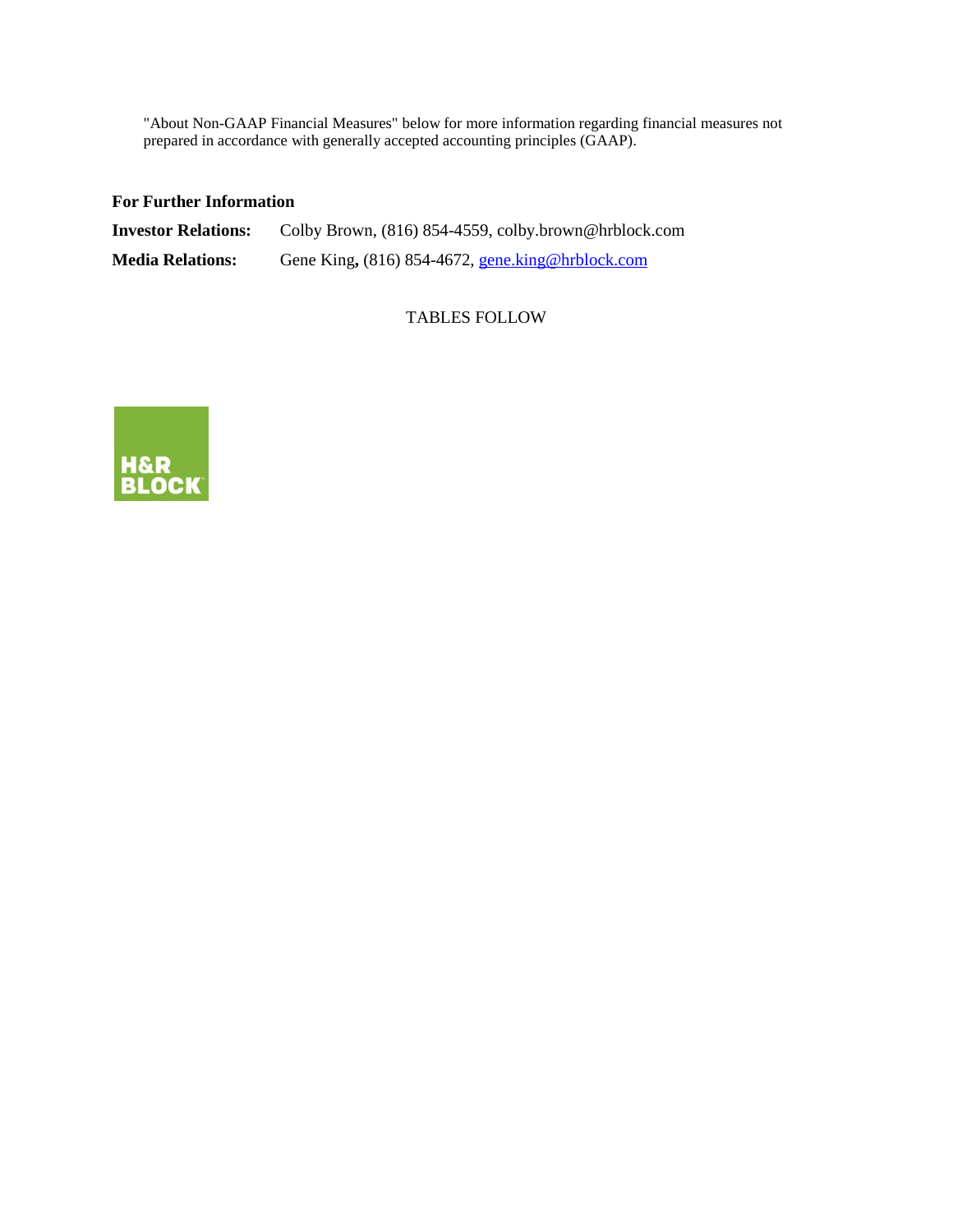"About Non-GAAP Financial Measures" below for more information regarding financial measures not prepared in accordance with generally accepted accounting principles (GAAP).

**For Further Information**

**Investor Relations:** Colby Brown, (816) 854-4559, colby.brown@hrblock.com

**Media Relations:** Gene King, (816) 854-4672, gene.king@hrblock.com

TABLES FOLLOW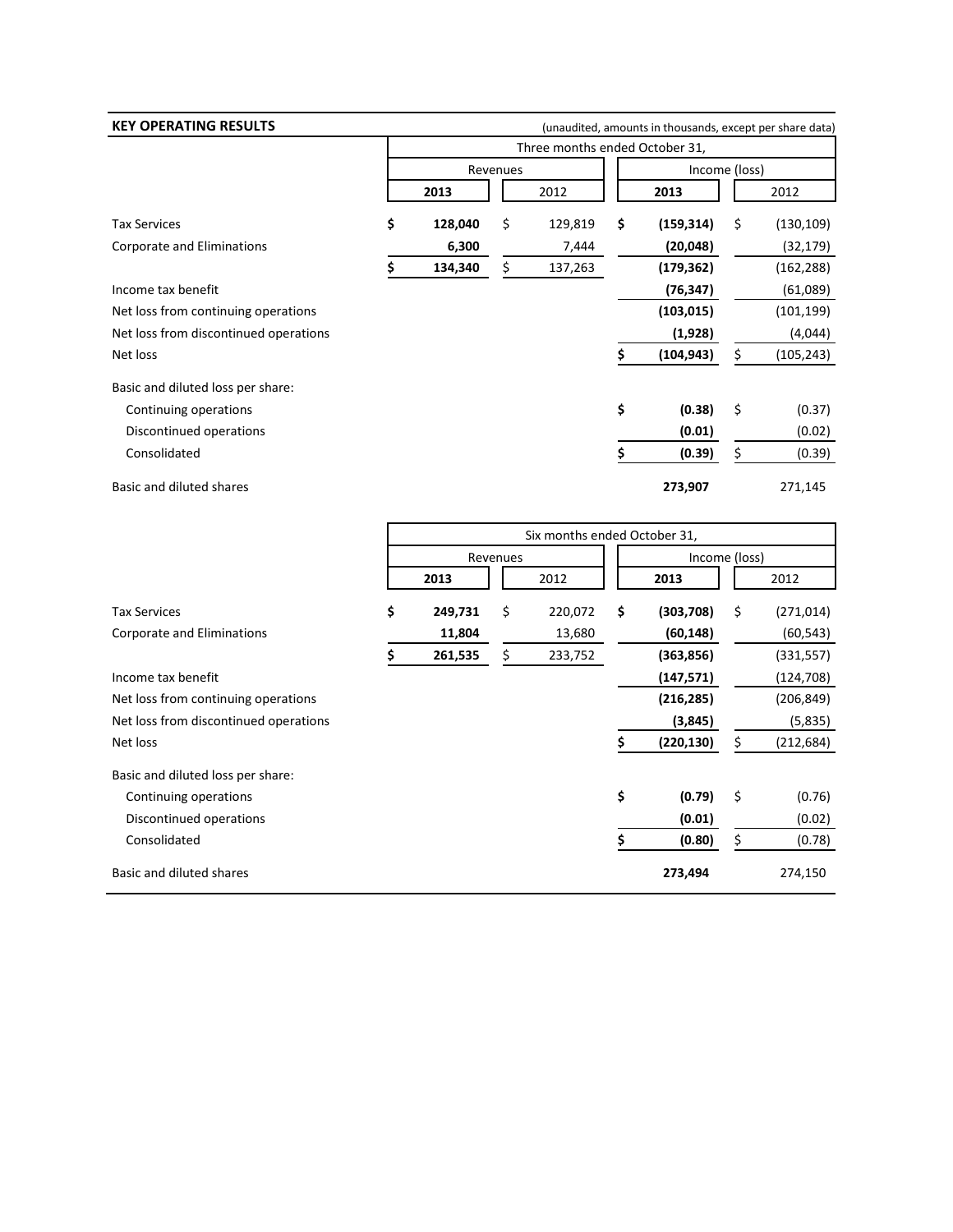## KEY OPERATING RESULTS

(unaudited, amounts in thousands, except per share data)

| | Three months ended October 31, | | | |
|---|---|---|---|---|
| | Revenues | | Income (loss) | |
| | **2013** | 2012 | **2013** | 2012 |
| Tax Services | **$ 128,040** | $ 129,819 | **$ (159,314)** | $ (130,109) |
| Corporate and Eliminations | **6,300** | 7,444 | **(20,048)** | (32,179) |
| | **$ 134,340** | $ 137,263 | **(179,362)** | (162,288) |
| Income tax benefit | | | **(76,347)** | (61,089) |
| Net loss from continuing operations | | | **(103,015)** | (101,199) |
| Net loss from discontinued operations | | | **(1,928)** | (4,044) |
| Net loss | | | **$ (104,943)** | $ (105,243) |
| Basic and diluted loss per share: | | | | |
| Continuing operations | | | **$ (0.38)** | $ (0.37) |
| Discontinued operations | | | **(0.01)** | (0.02) |
| Consolidated | | | **$ (0.39)** | $ (0.39) |
| Basic and diluted shares | | | **273,907** | 271,145 |

| | Six months ended October 31, | | | |
|---|---|---|---|---|
| | Revenues | | Income (loss) | |
| | **2013** | 2012 | **2013** | 2012 |
| Tax Services | **$ 249,731** | $ 220,072 | **$ (303,708)** | $ (271,014) |
| Corporate and Eliminations | **11,804** | 13,680 | **(60,148)** | (60,543) |
| | **$ 261,535** | $ 233,752 | **(363,856)** | (331,557) |
| Income tax benefit | | | **(147,571)** | (124,708) |
| Net loss from continuing operations | | | **(216,285)** | (206,849) |
| Net loss from discontinued operations | | | **(3,845)** | (5,835) |
| Net loss | | | **$ (220,130)** | $ (212,684) |
| Basic and diluted loss per share: | | | | |
| Continuing operations | | | **$ (0.79)** | $ (0.76) |
| Discontinued operations | | | **(0.01)** | (0.02) |
| Consolidated | | | **$ (0.80)** | $ (0.78) |
| Basic and diluted shares | | | **273,494** | 274,150 |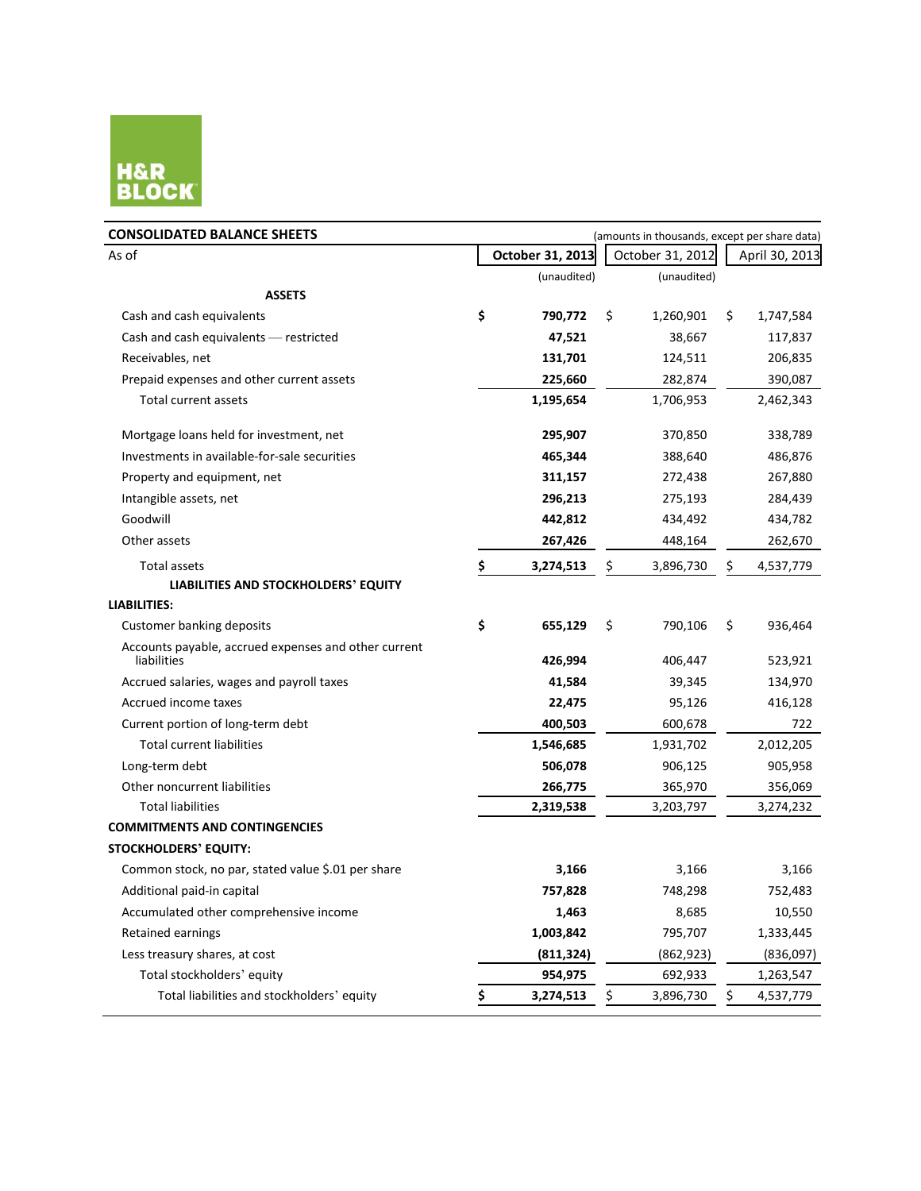H&R BLOCK

## CONSOLIDATED BALANCE SHEETS

(amounts in thousands, except per share data)

| As of | October 31, 2013 | October 31, 2012 | April 30, 2013 |
|---|---|---|---|
| | (unaudited) | (unaudited) | |
| **ASSETS** | | | |
| Cash and cash equivalents | **$ 790,772** | $ 1,260,901 | $ 1,747,584 |
| Cash and cash equivalents — restricted | **47,521** | 38,667 | 117,837 |
| Receivables, net | **131,701** | 124,511 | 206,835 |
| Prepaid expenses and other current assets | **225,660** | 282,874 | 390,087 |
| Total current assets | **1,195,654** | 1,706,953 | 2,462,343 |
| Mortgage loans held for investment, net | **295,907** | 370,850 | 338,789 |
| Investments in available-for-sale securities | **465,344** | 388,640 | 486,876 |
| Property and equipment, net | **311,157** | 272,438 | 267,880 |
| Intangible assets, net | **296,213** | 275,193 | 284,439 |
| Goodwill | **442,812** | 434,492 | 434,782 |
| Other assets | **267,426** | 448,164 | 262,670 |
| Total assets | **$ 3,274,513** | $ 3,896,730 | $ 4,537,779 |
| **LIABILITIES AND STOCKHOLDERS' EQUITY** | | | |
| **LIABILITIES:** | | | |
| Customer banking deposits | **$ 655,129** | $ 790,106 | $ 936,464 |
| Accounts payable, accrued expenses and other current liabilities | **426,994** | 406,447 | 523,921 |
| Accrued salaries, wages and payroll taxes | **41,584** | 39,345 | 134,970 |
| Accrued income taxes | **22,475** | 95,126 | 416,128 |
| Current portion of long-term debt | **400,503** | 600,678 | 722 |
| Total current liabilities | **1,546,685** | 1,931,702 | 2,012,205 |
| Long-term debt | **506,078** | 906,125 | 905,958 |
| Other noncurrent liabilities | **266,775** | 365,970 | 356,069 |
| Total liabilities | **2,319,538** | 3,203,797 | 3,274,232 |
| **COMMITMENTS AND CONTINGENCIES** | | | |
| **STOCKHOLDERS' EQUITY:** | | | |
| Common stock, no par, stated value $.01 per share | **3,166** | 3,166 | 3,166 |
| Additional paid-in capital | **757,828** | 748,298 | 752,483 |
| Accumulated other comprehensive income | **1,463** | 8,685 | 10,550 |
| Retained earnings | **1,003,842** | 795,707 | 1,333,445 |
| Less treasury shares, at cost | **(811,324)** | (862,923) | (836,097) |
| Total stockholders' equity | **954,975** | 692,933 | 1,263,547 |
| Total liabilities and stockholders' equity | **$ 3,274,513** | $ 3,896,730 | $ 4,537,779 |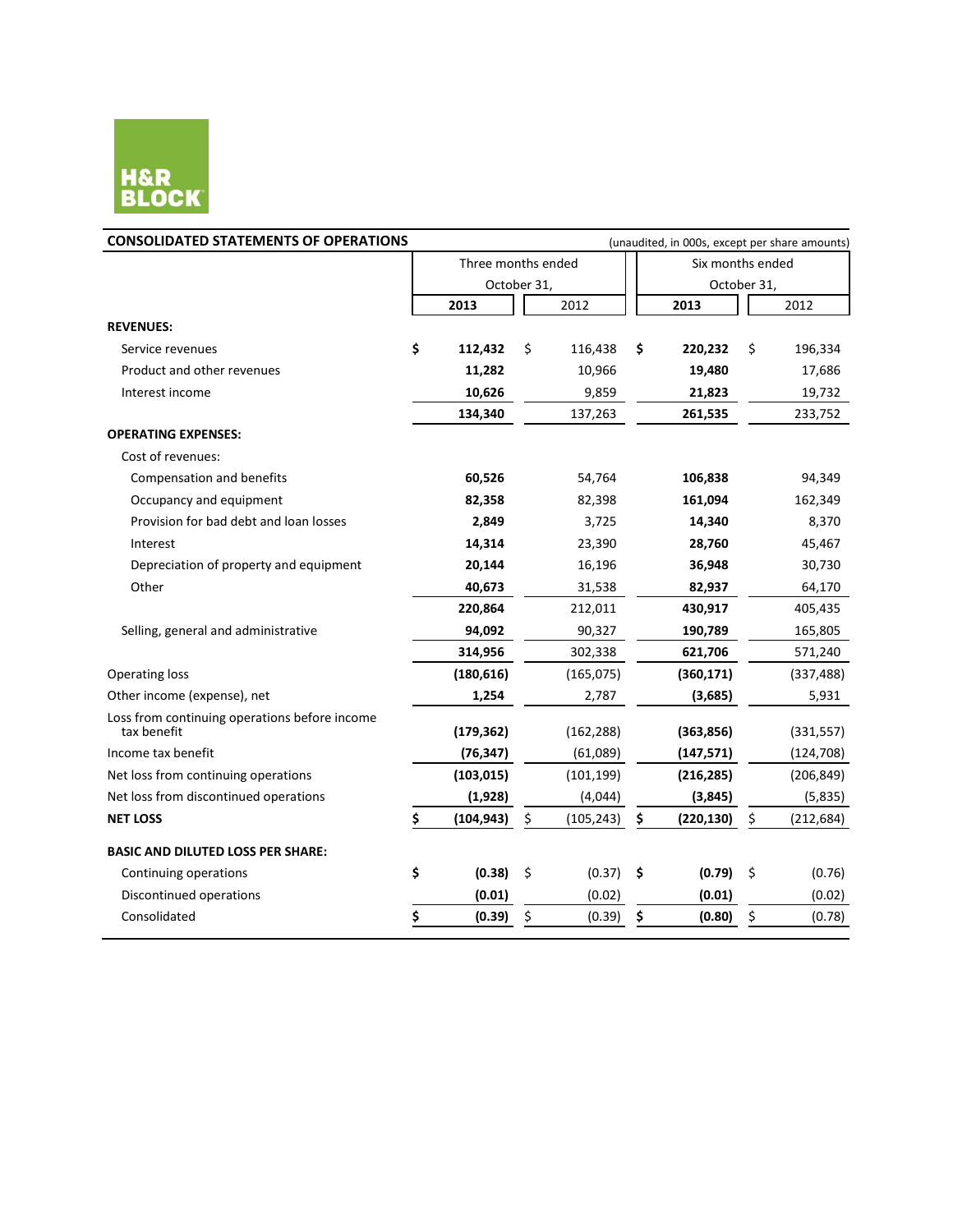H&R BLOCK

## CONSOLIDATED STATEMENTS OF OPERATIONS

(unaudited, in 000s, except per share amounts)

| | Three months ended October 31, | | Six months ended October 31, | |
|---|---|---|---|---|
| | **2013** | 2012 | **2013** | 2012 |
| **REVENUES:** | | | | |
| Service revenues | **$ 112,432** | $ 116,438 | **$ 220,232** | $ 196,334 |
| Product and other revenues | **11,282** | 10,966 | **19,480** | 17,686 |
| Interest income | **10,626** | 9,859 | **21,823** | 19,732 |
| | **134,340** | 137,263 | **261,535** | 233,752 |
| **OPERATING EXPENSES:** | | | | |
| Cost of revenues: | | | | |
| Compensation and benefits | **60,526** | 54,764 | **106,838** | 94,349 |
| Occupancy and equipment | **82,358** | 82,398 | **161,094** | 162,349 |
| Provision for bad debt and loan losses | **2,849** | 3,725 | **14,340** | 8,370 |
| Interest | **14,314** | 23,390 | **28,760** | 45,467 |
| Depreciation of property and equipment | **20,144** | 16,196 | **36,948** | 30,730 |
| Other | **40,673** | 31,538 | **82,937** | 64,170 |
| | **220,864** | 212,011 | **430,917** | 405,435 |
| Selling, general and administrative | **94,092** | 90,327 | **190,789** | 165,805 |
| | **314,956** | 302,338 | **621,706** | 571,240 |
| Operating loss | **(180,616)** | (165,075) | **(360,171)** | (337,488) |
| Other income (expense), net | **1,254** | 2,787 | **(3,685)** | 5,931 |
| Loss from continuing operations before income tax benefit | **(179,362)** | (162,288) | **(363,856)** | (331,557) |
| Income tax benefit | **(76,347)** | (61,089) | **(147,571)** | (124,708) |
| Net loss from continuing operations | **(103,015)** | (101,199) | **(216,285)** | (206,849) |
| Net loss from discontinued operations | **(1,928)** | (4,044) | **(3,845)** | (5,835) |
| **NET LOSS** | **$ (104,943)** | $ (105,243) | **$ (220,130)** | $ (212,684) |
| **BASIC AND DILUTED LOSS PER SHARE:** | | | | |
| Continuing operations | **$ (0.38)** | $ (0.37) | **$ (0.79)** | $ (0.76) |
| Discontinued operations | **(0.01)** | (0.02) | **(0.01)** | (0.02) |
| Consolidated | **$ (0.39)** | $ (0.39) | **$ (0.80)** | $ (0.78) |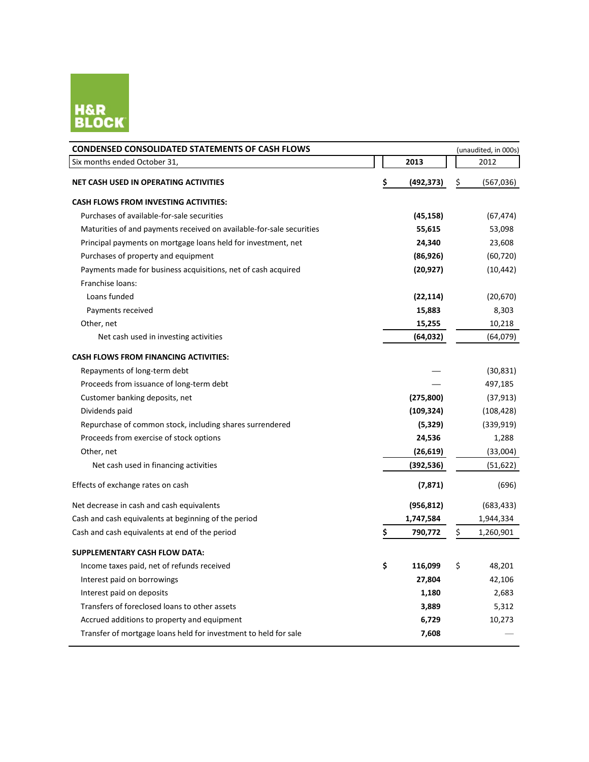H&R BLOCK

| CONDENSED CONSOLIDATED STATEMENTS OF CASH FLOWS | (unaudited, in 000s) | |
|---|---|---|
| Six months ended October 31, | **2013** | 2012 |
| **NET CASH USED IN OPERATING ACTIVITIES** | **$ (492,373)** | $ (567,036) |
| **CASH FLOWS FROM INVESTING ACTIVITIES:** | | |
| Purchases of available-for-sale securities | **(45,158)** | (67,474) |
| Maturities of and payments received on available-for-sale securities | **55,615** | 53,098 |
| Principal payments on mortgage loans held for investment, net | **24,340** | 23,608 |
| Purchases of property and equipment | **(86,926)** | (60,720) |
| Payments made for business acquisitions, net of cash acquired | **(20,927)** | (10,442) |
| Franchise loans: | | |
| Loans funded | **(22,114)** | (20,670) |
| Payments received | **15,883** | 8,303 |
| Other, net | **15,255** | 10,218 |
| Net cash used in investing activities | **(64,032)** | (64,079) |
| **CASH FLOWS FROM FINANCING ACTIVITIES:** | | |
| Repayments of long-term debt | **—** | (30,831) |
| Proceeds from issuance of long-term debt | **—** | 497,185 |
| Customer banking deposits, net | **(275,800)** | (37,913) |
| Dividends paid | **(109,324)** | (108,428) |
| Repurchase of common stock, including shares surrendered | **(5,329)** | (339,919) |
| Proceeds from exercise of stock options | **24,536** | 1,288 |
| Other, net | **(26,619)** | (33,004) |
| Net cash used in financing activities | **(392,536)** | (51,622) |
| Effects of exchange rates on cash | **(7,871)** | (696) |
| Net decrease in cash and cash equivalents | **(956,812)** | (683,433) |
| Cash and cash equivalents at beginning of the period | **1,747,584** | 1,944,334 |
| Cash and cash equivalents at end of the period | **$ 790,772** | $ 1,260,901 |
| **SUPPLEMENTARY CASH FLOW DATA:** | | |
| Income taxes paid, net of refunds received | **$ 116,099** | $ 48,201 |
| Interest paid on borrowings | **27,804** | 42,106 |
| Interest paid on deposits | **1,180** | 2,683 |
| Transfers of foreclosed loans to other assets | **3,889** | 5,312 |
| Accrued additions to property and equipment | **6,729** | 10,273 |
| Transfer of mortgage loans held for investment to held for sale | **7,608** | — |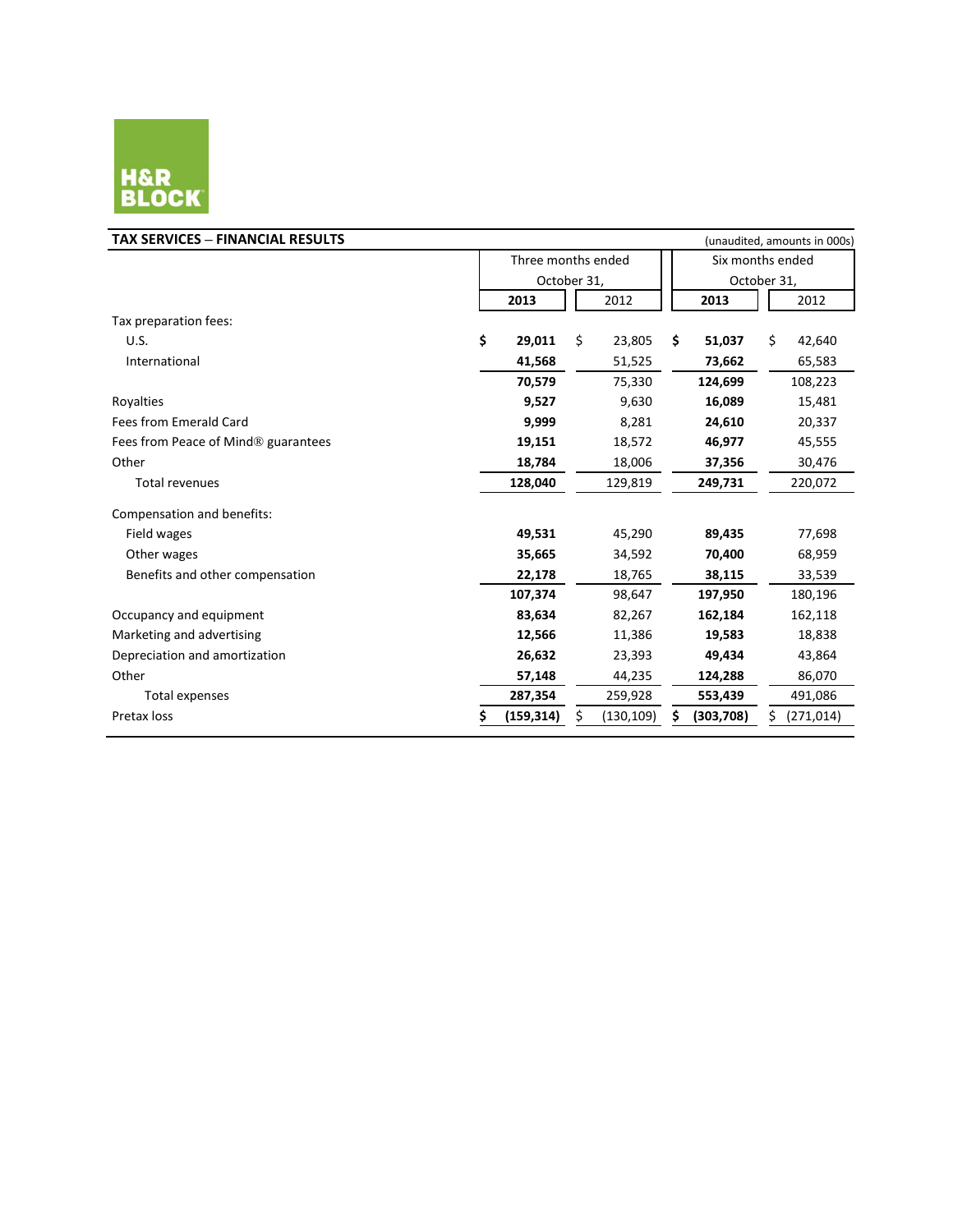H&R BLOCK

**TAX SERVICES – FINANCIAL RESULTS** (unaudited, amounts in 000s)

| | Three months ended October 31, | | Six months ended October 31, | |
|---|---|---|---|---|
| | **2013** | 2012 | **2013** | 2012 |
| Tax preparation fees: | | | | |
| U.S. | **$ 29,011** | $ 23,805 | **$ 51,037** | $ 42,640 |
| International | **41,568** | 51,525 | **73,662** | 65,583 |
| | **70,579** | 75,330 | **124,699** | 108,223 |
| Royalties | **9,527** | 9,630 | **16,089** | 15,481 |
| Fees from Emerald Card | **9,999** | 8,281 | **24,610** | 20,337 |
| Fees from Peace of Mind® guarantees | **19,151** | 18,572 | **46,977** | 45,555 |
| Other | **18,784** | 18,006 | **37,356** | 30,476 |
| Total revenues | **128,040** | 129,819 | **249,731** | 220,072 |
| Compensation and benefits: | | | | |
| Field wages | **49,531** | 45,290 | **89,435** | 77,698 |
| Other wages | **35,665** | 34,592 | **70,400** | 68,959 |
| Benefits and other compensation | **22,178** | 18,765 | **38,115** | 33,539 |
| | **107,374** | 98,647 | **197,950** | 180,196 |
| Occupancy and equipment | **83,634** | 82,267 | **162,184** | 162,118 |
| Marketing and advertising | **12,566** | 11,386 | **19,583** | 18,838 |
| Depreciation and amortization | **26,632** | 23,393 | **49,434** | 43,864 |
| Other | **57,148** | 44,235 | **124,288** | 86,070 |
| Total expenses | **287,354** | 259,928 | **553,439** | 491,086 |
| Pretax loss | **$ (159,314)** | $ (130,109) | **$ (303,708)** | $ (271,014) |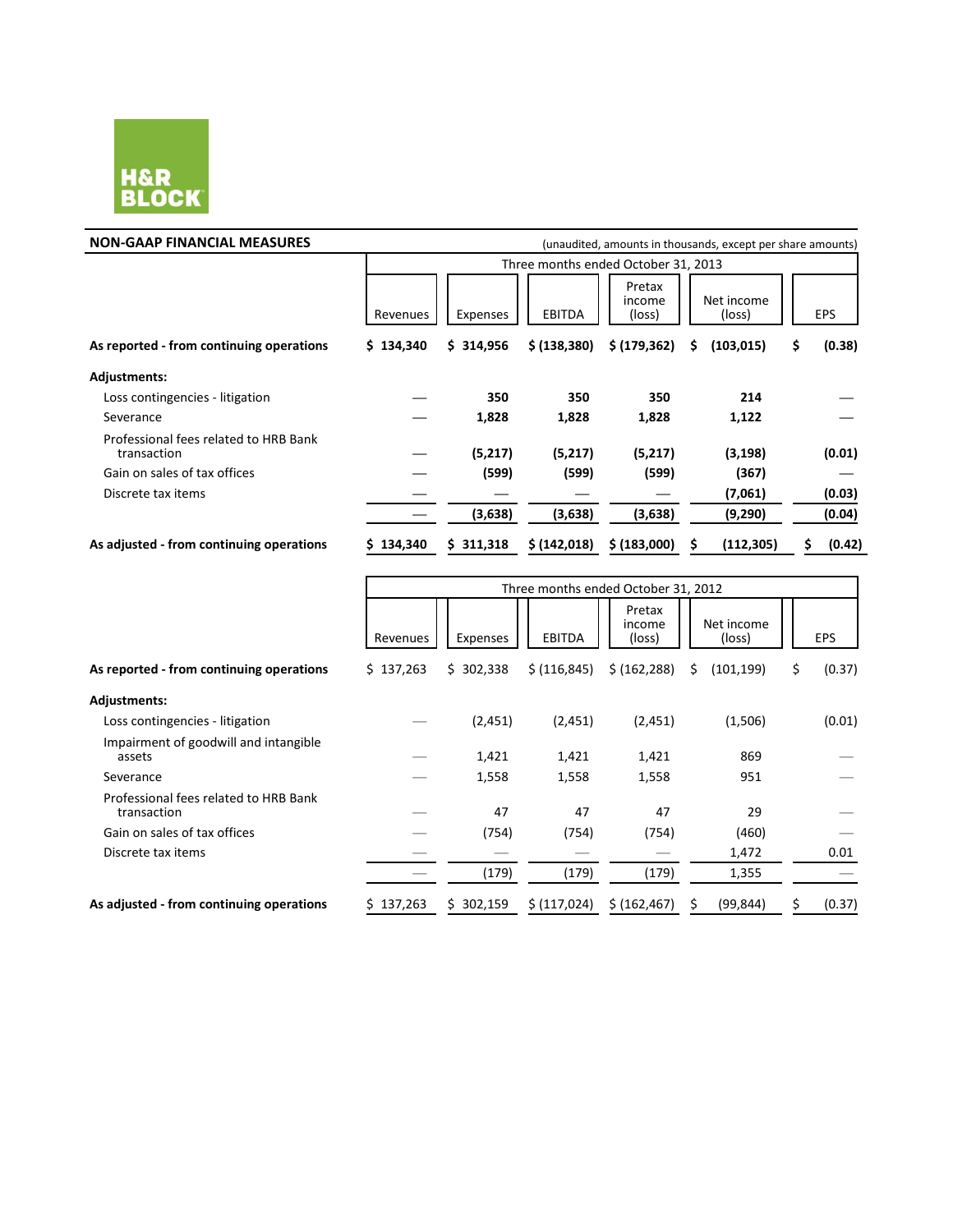H&R BLOCK

**NON-GAAP FINANCIAL MEASURES**

(unaudited, amounts in thousands, except per share amounts)

| | Three months ended October 31, 2013 | | | | | |
|---|---|---|---|---|---|---|
| | Revenues | Expenses | EBITDA | Pretax income (loss) | Net income (loss) | EPS |
| **As reported - from continuing operations** | **$ 134,340** | **$ 314,956** | **$ (138,380)** | **$ (179,362)** | **$ (103,015)** | **$ (0.38)** |
| **Adjustments:** | | | | | | |
| Loss contingencies - litigation | — | **350** | **350** | **350** | **214** | — |
| Severance | — | **1,828** | **1,828** | **1,828** | **1,122** | — |
| Professional fees related to HRB Bank transaction | — | **(5,217)** | **(5,217)** | **(5,217)** | **(3,198)** | **(0.01)** |
| Gain on sales of tax offices | — | **(599)** | **(599)** | **(599)** | **(367)** | — |
| Discrete tax items | — | — | — | — | **(7,061)** | **(0.03)** |
| | — | **(3,638)** | **(3,638)** | **(3,638)** | **(9,290)** | **(0.04)** |
| **As adjusted - from continuing operations** | **$ 134,340** | **$ 311,318** | **$ (142,018)** | **$ (183,000)** | **$ (112,305)** | **$ (0.42)** |

| | Three months ended October 31, 2012 | | | | | |
|---|---|---|---|---|---|---|
| | Revenues | Expenses | EBITDA | Pretax income (loss) | Net income (loss) | EPS |
| **As reported - from continuing operations** | $ 137,263 | $ 302,338 | $ (116,845) | $ (162,288) | $ (101,199) | $ (0.37) |
| **Adjustments:** | | | | | | |
| Loss contingencies - litigation | — | (2,451) | (2,451) | (2,451) | (1,506) | (0.01) |
| Impairment of goodwill and intangible assets | — | 1,421 | 1,421 | 1,421 | 869 | — |
| Severance | — | 1,558 | 1,558 | 1,558 | 951 | — |
| Professional fees related to HRB Bank transaction | — | 47 | 47 | 47 | 29 | — |
| Gain on sales of tax offices | — | (754) | (754) | (754) | (460) | — |
| Discrete tax items | — | — | — | — | 1,472 | 0.01 |
| | — | (179) | (179) | (179) | 1,355 | — |
| **As adjusted - from continuing operations** | $ 137,263 | $ 302,159 | $ (117,024) | $ (162,467) | $ (99,844) | $ (0.37) |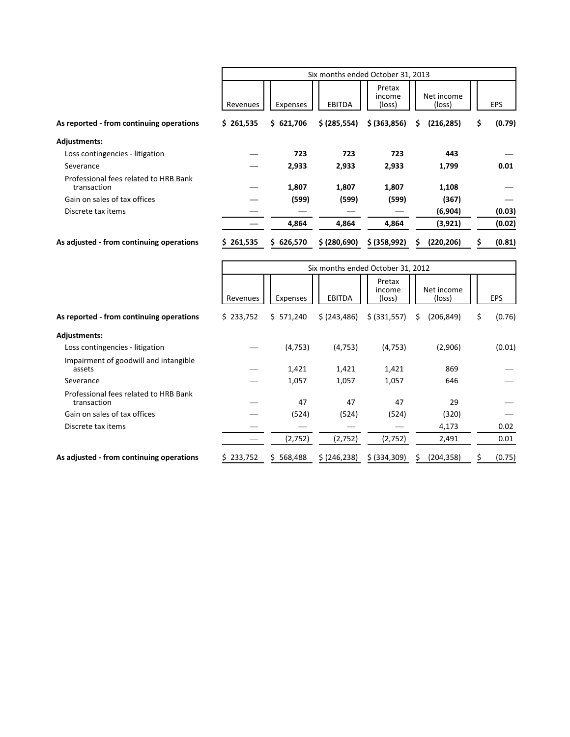| | Six months ended October 31, 2013 | | | | | |
|---|---|---|---|---|---|---|
| | Revenues | Expenses | EBITDA | Pretax income (loss) | Net income (loss) | EPS |
| **As reported - from continuing operations** | **$ 261,535** | **$ 621,706** | **$ (285,554)** | **$ (363,856)** | **$ (216,285)** | **$ (0.79)** |
| **Adjustments:** | | | | | | |
| Loss contingencies - litigation | — | **723** | **723** | **723** | **443** | — |
| Severance | — | **2,933** | **2,933** | **2,933** | **1,799** | **0.01** |
| Professional fees related to HRB Bank transaction | — | **1,807** | **1,807** | **1,807** | **1,108** | — |
| Gain on sales of tax offices | — | **(599)** | **(599)** | **(599)** | **(367)** | — |
| Discrete tax items | — | — | — | — | **(6,904)** | **(0.03)** |
| | — | **4,864** | **4,864** | **4,864** | **(3,921)** | **(0.02)** |
| **As adjusted - from continuing operations** | **$ 261,535** | **$ 626,570** | **$ (280,690)** | **$ (358,992)** | **$ (220,206)** | **$ (0.81)** |

| | Six months ended October 31, 2012 | | | | | |
|---|---|---|---|---|---|---|
| | Revenues | Expenses | EBITDA | Pretax income (loss) | Net income (loss) | EPS |
| **As reported - from continuing operations** | $ 233,752 | $ 571,240 | $ (243,486) | $ (331,557) | $ (206,849) | $ (0.76) |
| **Adjustments:** | | | | | | |
| Loss contingencies - litigation | — | (4,753) | (4,753) | (4,753) | (2,906) | (0.01) |
| Impairment of goodwill and intangible assets | — | 1,421 | 1,421 | 1,421 | 869 | — |
| Severance | — | 1,057 | 1,057 | 1,057 | 646 | — |
| Professional fees related to HRB Bank transaction | — | 47 | 47 | 47 | 29 | — |
| Gain on sales of tax offices | — | (524) | (524) | (524) | (320) | — |
| Discrete tax items | — | — | — | — | 4,173 | 0.02 |
| | — | (2,752) | (2,752) | (2,752) | 2,491 | 0.01 |
| **As adjusted - from continuing operations** | $ 233,752 | $ 568,488 | $ (246,238) | $ (334,309) | $ (204,358) | $ (0.75) |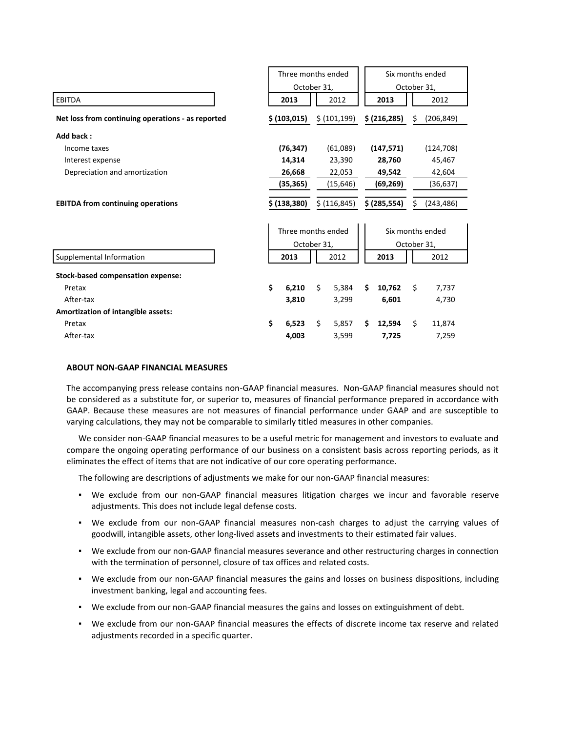| EBITDA | Three months ended October 31, 2013 | Three months ended October 31, 2012 | Six months ended October 31, 2013 | Six months ended October 31, 2012 |
|---|---|---|---|---|
| **Net loss from continuing operations - as reported** | **$ (103,015)** | $ (101,199) | **$ (216,285)** | $ (206,849) |
| **Add back :** | | | | |
| Income taxes | **(76,347)** | (61,089) | **(147,571)** | (124,708) |
| Interest expense | **14,314** | 23,390 | **28,760** | 45,467 |
| Depreciation and amortization | **26,668** | 22,053 | **49,542** | 42,604 |
| | **(35,365)** | (15,646) | **(69,269)** | (36,637) |
| **EBITDA from continuing operations** | **$ (138,380)** | $ (116,845) | **$ (285,554)** | $ (243,486) |

| Supplemental Information | Three months ended October 31, 2013 | Three months ended October 31, 2012 | Six months ended October 31, 2013 | Six months ended October 31, 2012 |
|---|---|---|---|---|
| **Stock-based compensation expense:** | | | | |
| Pretax | **$ 6,210** | $ 5,384 | **$ 10,762** | $ 7,737 |
| After-tax | **3,810** | 3,299 | **6,601** | 4,730 |
| **Amortization of intangible assets:** | | | | |
| Pretax | **$ 6,523** | $ 5,857 | **$ 12,594** | $ 11,874 |
| After-tax | **4,003** | 3,599 | **7,725** | 7,259 |

**ABOUT NON-GAAP FINANCIAL MEASURES**

The accompanying press release contains non-GAAP financial measures. Non-GAAP financial measures should not be considered as a substitute for, or superior to, measures of financial performance prepared in accordance with GAAP. Because these measures are not measures of financial performance under GAAP and are susceptible to varying calculations, they may not be comparable to similarly titled measures in other companies.

We consider non-GAAP financial measures to be a useful metric for management and investors to evaluate and compare the ongoing operating performance of our business on a consistent basis across reporting periods, as it eliminates the effect of items that are not indicative of our core operating performance.

The following are descriptions of adjustments we make for our non-GAAP financial measures:

- We exclude from our non-GAAP financial measures litigation charges we incur and favorable reserve adjustments. This does not include legal defense costs.
- We exclude from our non-GAAP financial measures non-cash charges to adjust the carrying values of goodwill, intangible assets, other long-lived assets and investments to their estimated fair values.
- We exclude from our non-GAAP financial measures severance and other restructuring charges in connection with the termination of personnel, closure of tax offices and related costs.
- We exclude from our non-GAAP financial measures the gains and losses on business dispositions, including investment banking, legal and accounting fees.
- We exclude from our non-GAAP financial measures the gains and losses on extinguishment of debt.
- We exclude from our non-GAAP financial measures the effects of discrete income tax reserve and related adjustments recorded in a specific quarter.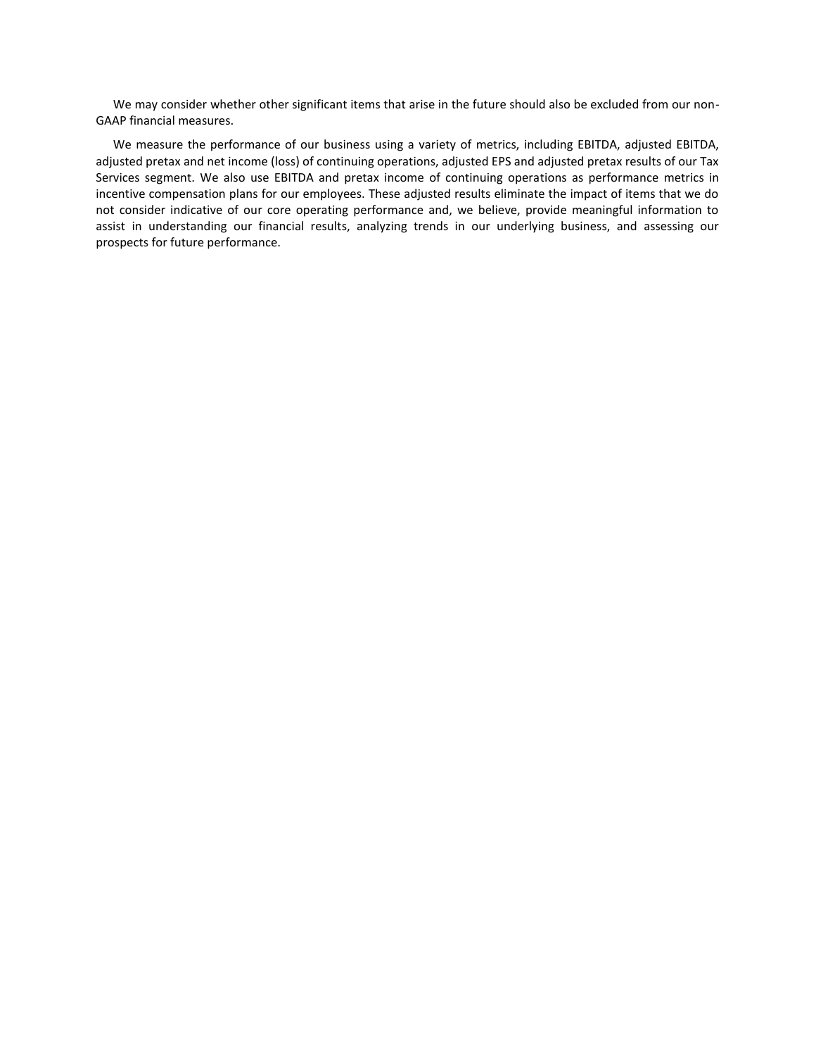We may consider whether other significant items that arise in the future should also be excluded from our non-GAAP financial measures.

We measure the performance of our business using a variety of metrics, including EBITDA, adjusted EBITDA, adjusted pretax and net income (loss) of continuing operations, adjusted EPS and adjusted pretax results of our Tax Services segment. We also use EBITDA and pretax income of continuing operations as performance metrics in incentive compensation plans for our employees. These adjusted results eliminate the impact of items that we do not consider indicative of our core operating performance and, we believe, provide meaningful information to assist in understanding our financial results, analyzing trends in our underlying business, and assessing our prospects for future performance.